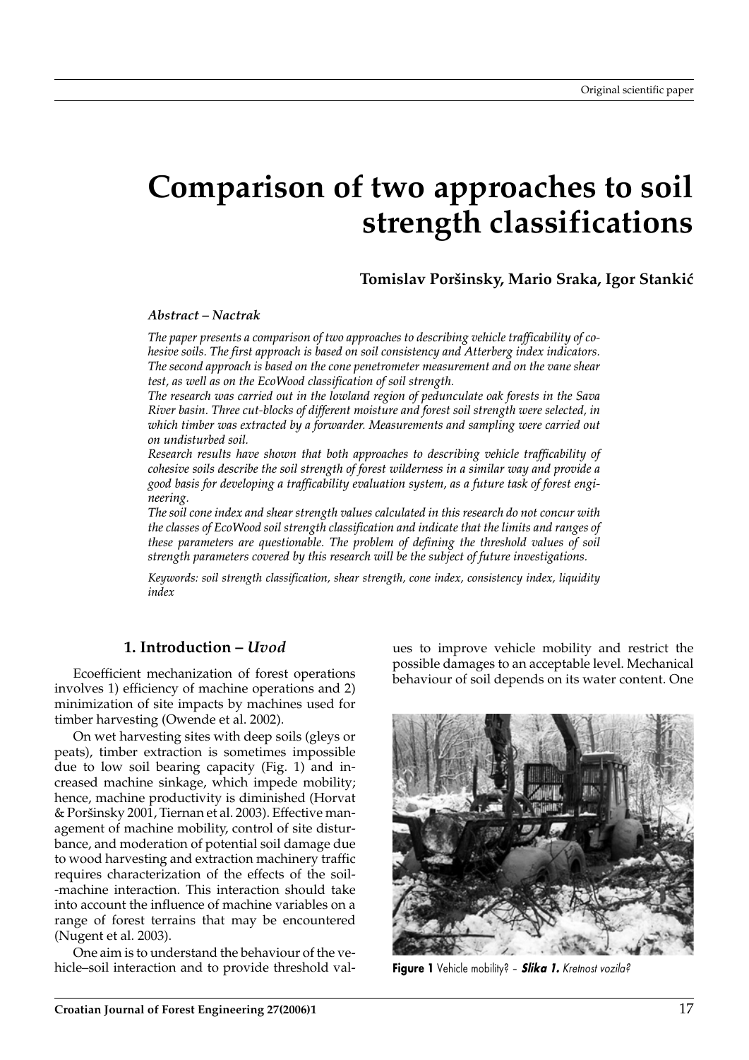Original scientific paper

# Comparison of two approaches to soil strength classifications

**Tomislav Poršinsky, Mario Sraka, Igor Stankić**

***Abstract – Nactrak***

*The paper presents a comparison of two approaches to describing vehicle trafficability of cohesive soils. The first approach is based on soil consistency and Atterberg index indicators. The second approach is based on the cone penetrometer measurement and on the vane shear test, as well as on the EcoWood classification of soil strength.*

*The research was carried out in the lowland region of pedunculate oak forests in the Sava River basin. Three cut-blocks of different moisture and forest soil strength were selected, in which timber was extracted by a forwarder. Measurements and sampling were carried out on undisturbed soil.*

*Research results have shown that both approaches to describing vehicle trafficability of cohesive soils describe the soil strength of forest wilderness in a similar way and provide a good basis for developing a trafficability evaluation system, as a future task of forest engineering.*

*The soil cone index and shear strength values calculated in this research do not concur with the classes of EcoWood soil strength classification and indicate that the limits and ranges of these parameters are questionable. The problem of defining the threshold values of soil strength parameters covered by this research will be the subject of future investigations.*

*Keywords: soil strength classification, shear strength, cone index, consistency index, liquidity index*

## 1. Introduction – *Uvod*

Ecoefficient mechanization of forest operations involves 1) efficiency of machine operations and 2) minimization of site impacts by machines used for timber harvesting (Owende et al. 2002).

On wet harvesting sites with deep soils (gleys or peats), timber extraction is sometimes impossible due to low soil bearing capacity (Fig. 1) and increased machine sinkage, which impede mobility; hence, machine productivity is diminished (Horvat & Poršinsky 2001, Tiernan et al. 2003). Effective management of machine mobility, control of site disturbance, and moderation of potential soil damage due to wood harvesting and extraction machinery traffic requires characterization of the effects of the soil-machine interaction. This interaction should take into account the influence of machine variables on a range of forest terrains that may be encountered (Nugent et al. 2003).

One aim is to understand the behaviour of the vehicle–soil interaction and to provide threshold values to improve vehicle mobility and restrict the possible damages to an acceptable level. Mechanical behaviour of soil depends on its water content. One

**Figure 1** Vehicle mobility? – ***Slika 1.*** *Kretnost vozila?*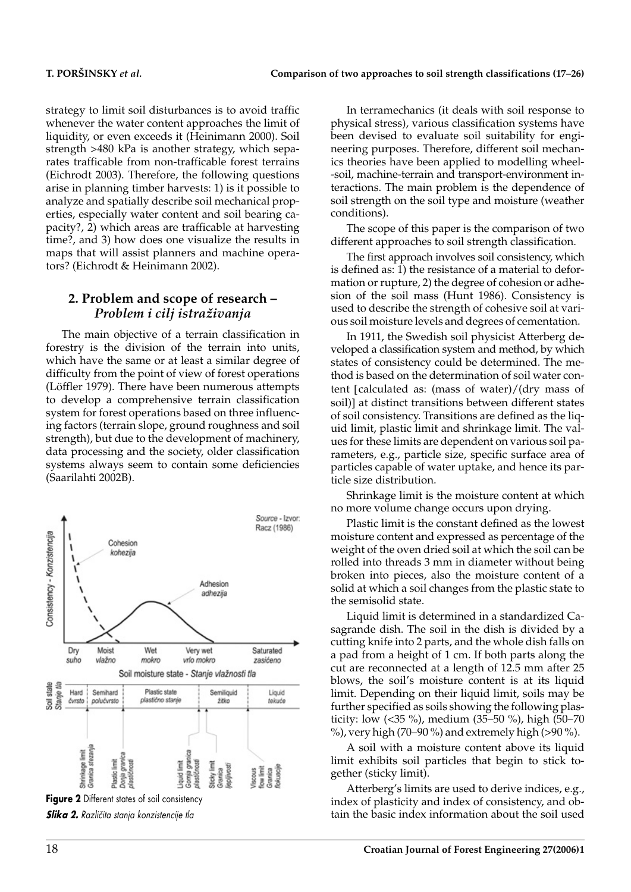strategy to limit soil disturbances is to avoid traffic whenever the water content approaches the limit of liquidity, or even exceeds it (Heinimann 2000). Soil strength >480 kPa is another strategy, which separates trafficable from non-trafficable forest terrains (Eichrodt 2003). Therefore, the following questions arise in planning timber harvests: 1) is it possible to analyze and spatially describe soil mechanical properties, especially water content and soil bearing capacity?, 2) which areas are trafficable at harvesting time?, and 3) how does one visualize the results in maps that will assist planners and machine operators? (Eichrodt & Heinimann 2002).

## 2. Problem and scope of research – *Problem i cilj istraživanja*

The main objective of a terrain classification in forestry is the division of the terrain into units, which have the same or at least a similar degree of difficulty from the point of view of forest operations (Löffler 1979). There have been numerous attempts to develop a comprehensive terrain classification system for forest operations based on three influencing factors (terrain slope, ground roughness and soil strength), but due to the development of machinery, data processing and the society, older classification systems always seem to contain some deficiencies (Saarilahti 2002B).

**Figure 2** Different states of soil consistency

***Slika 2.*** *Različita stanja konzistencije tla*

In terramechanics (it deals with soil response to physical stress), various classification systems have been devised to evaluate soil suitability for engineering purposes. Therefore, different soil mechanics theories have been applied to modelling wheel-soil, machine-terrain and transport-environment interactions. The main problem is the dependence of soil strength on the soil type and moisture (weather conditions).

The scope of this paper is the comparison of two different approaches to soil strength classification.

The first approach involves soil consistency, which is defined as: 1) the resistance of a material to deformation or rupture, 2) the degree of cohesion or adhesion of the soil mass (Hunt 1986). Consistency is used to describe the strength of cohesive soil at various soil moisture levels and degrees of cementation.

In 1911, the Swedish soil physicist Atterberg developed a classification system and method, by which states of consistency could be determined. The method is based on the determination of soil water content [calculated as: (mass of water)/(dry mass of soil)] at distinct transitions between different states of soil consistency. Transitions are defined as the liquid limit, plastic limit and shrinkage limit. The values for these limits are dependent on various soil parameters, e.g., particle size, specific surface area of particles capable of water uptake, and hence its particle size distribution.

Shrinkage limit is the moisture content at which no more volume change occurs upon drying.

Plastic limit is the constant defined as the lowest moisture content and expressed as percentage of the weight of the oven dried soil at which the soil can be rolled into threads 3 mm in diameter without being broken into pieces, also the moisture content of a solid at which a soil changes from the plastic state to the semisolid state.

Liquid limit is determined in a standardized Casagrande dish. The soil in the dish is divided by a cutting knife into 2 parts, and the whole dish falls on a pad from a height of 1 cm. If both parts along the cut are reconnected at a length of 12.5 mm after 25 blows, the soil's moisture content is at its liquid limit. Depending on their liquid limit, soils may be further specified as soils showing the following plasticity: low (<35 %), medium (35–50 %), high (50–70 %), very high (70–90 %) and extremely high (>90 %).

A soil with a moisture content above its liquid limit exhibits soil particles that begin to stick together (sticky limit).

Atterberg's limits are used to derive indices, e.g., index of plasticity and index of consistency, and obtain the basic index information about the soil used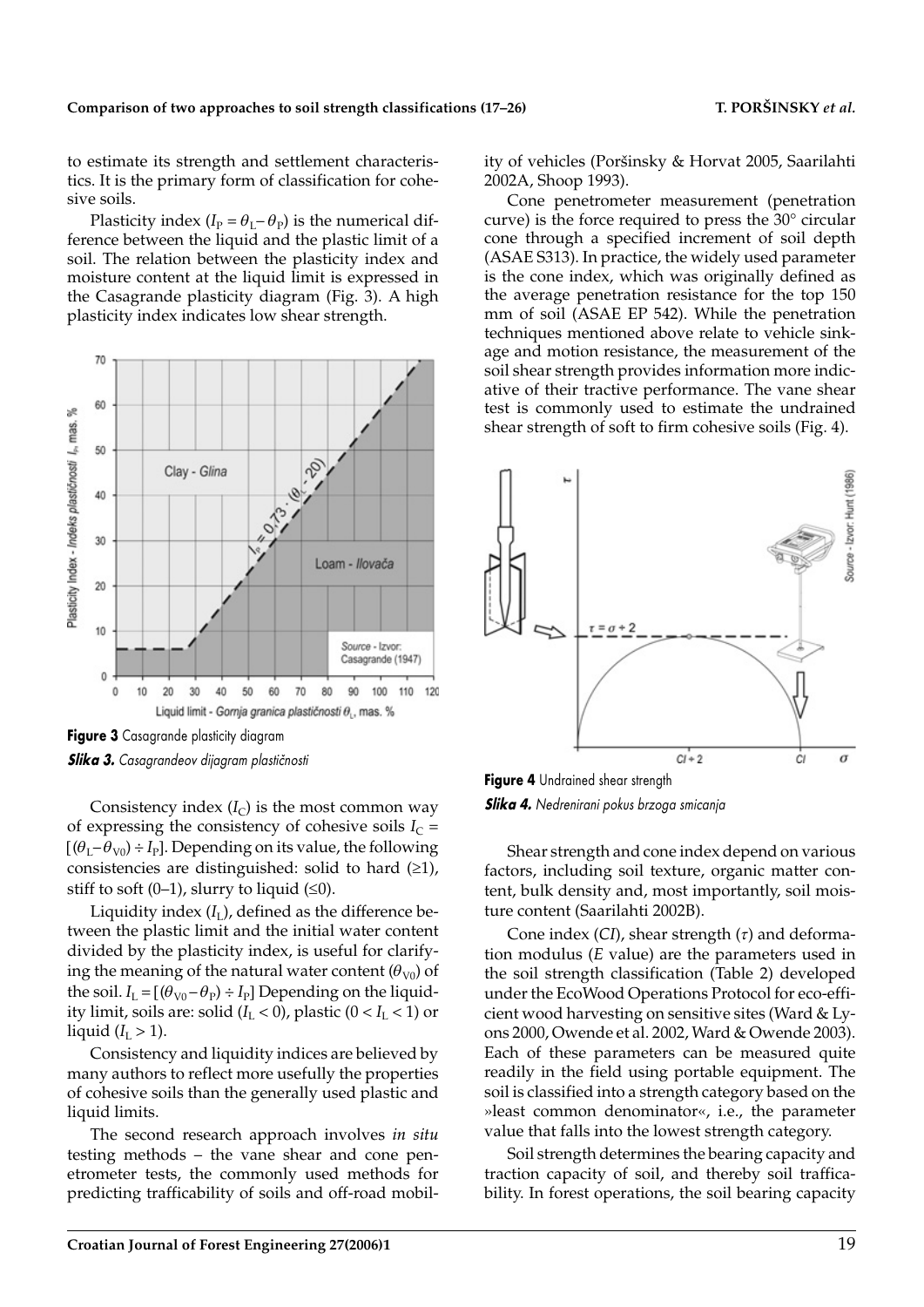to estimate its strength and settlement characteristics. It is the primary form of classification for cohesive soils.

Plasticity index ($I_P = \theta_L - \theta_P$) is the numerical difference between the liquid and the plastic limit of a soil. The relation between the plasticity index and moisture content at the liquid limit is expressed in the Casagrande plasticity diagram (Fig. 3). A high plasticity index indicates low shear strength.

**Figure 3** Casagrande plasticity diagram

***Slika 3.*** *Casagrandeov dijagram plastičnosti*

Consistency index ($I_C$) is the most common way of expressing the consistency of cohesive soils $I_C = [(\theta_L - \theta_{V0}) \div I_P]$. Depending on its value, the following consistencies are distinguished: solid to hard (≥1), stiff to soft (0–1), slurry to liquid (≤0).

Liquidity index ($I_L$), defined as the difference between the plastic limit and the initial water content divided by the plasticity index, is useful for clarifying the meaning of the natural water content ($\theta_{V0}$) of the soil. $I_L = [(\theta_{V0} - \theta_P) \div I_P]$ Depending on the liquidity limit, soils are: solid ($I_L < 0$), plastic ($0 < I_L < 1$) or liquid ($I_L > 1$).

Consistency and liquidity indices are believed by many authors to reflect more usefully the properties of cohesive soils than the generally used plastic and liquid limits.

The second research approach involves *in situ* testing methods – the vane shear and cone penetrometer tests, the commonly used methods for predicting trafficability of soils and off-road mobility of vehicles (Poršinsky & Horvat 2005, Saarilahti 2002A, Shoop 1993).

Cone penetrometer measurement (penetration curve) is the force required to press the 30° circular cone through a specified increment of soil depth (ASAE S313). In practice, the widely used parameter is the cone index, which was originally defined as the average penetration resistance for the top 150 mm of soil (ASAE EP 542). While the penetration techniques mentioned above relate to vehicle sinkage and motion resistance, the measurement of the soil shear strength provides information more indicative of their tractive performance. The vane shear test is commonly used to estimate the undrained shear strength of soft to firm cohesive soils (Fig. 4).

**Figure 4** Undrained shear strength

***Slika 4.*** *Nedrenirani pokus brzoga smicanja*

Shear strength and cone index depend on various factors, including soil texture, organic matter content, bulk density and, most importantly, soil moisture content (Saarilahti 2002B).

Cone index ($CI$), shear strength ($\tau$) and deformation modulus ($E$ value) are the parameters used in the soil strength classification (Table 2) developed under the EcoWood Operations Protocol for eco-efficient wood harvesting on sensitive sites (Ward & Lyons 2000, Owende et al. 2002, Ward & Owende 2003). Each of these parameters can be measured quite readily in the field using portable equipment. The soil is classified into a strength category based on the »least common denominator«, i.e., the parameter value that falls into the lowest strength category.

Soil strength determines the bearing capacity and traction capacity of soil, and thereby soil trafficability. In forest operations, the soil bearing capacity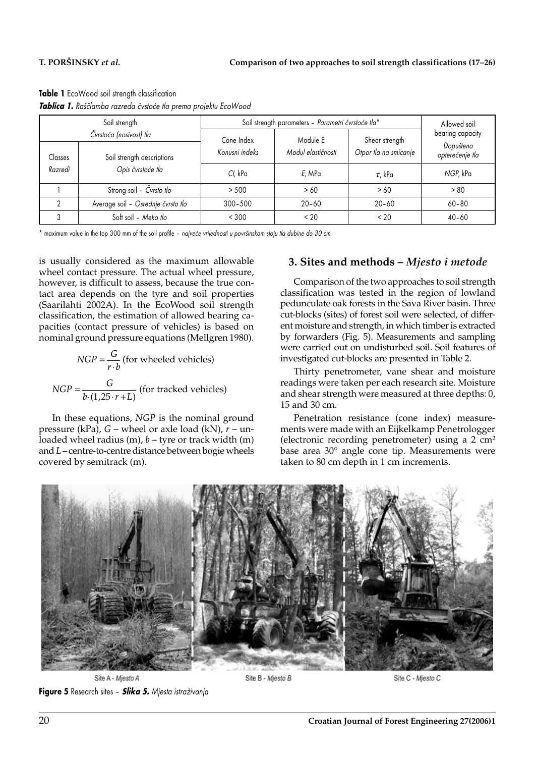**Table 1** EcoWood soil strength classification

***Tablica 1.*** *Raščlamba razreda čvstoće tla prema projektu EcoWood*

| Soil strength<br>*Čvrstoća (nosivost) tla* | | Soil strength parameters – *Parametri čvrstoće tla*\* | | | Allowed soil bearing capacity<br>*Dopušteno opterećenje tla* |
|---|---|---|---|---|---|
| Classes<br>*Razredi* | Soil strength descriptions<br>*Opis čvrstoće tla* | Cone Index<br>*Konusni indeks*<br>*CI*, kPa | Module E<br>*Modul elastičnosti*<br>*E*, MPa | Shear strength<br>*Otpor tla na smicanje*<br>$\tau$, kPa | *NGP*, kPa |
| 1 | Strong soil – *Čvrsto tlo* | > 500 | > 60 | > 60 | > 80 |
| 2 | Average soil – *Osrednje čvrsto tlo* | 300–500 | 20–60 | 20–60 | 60–80 |
| 3 | Soft soil – *Meko tlo* | < 300 | < 20 | < 20 | 40–60 |

\* maximum value in the top 300 mm of the soil profile – *najveće vrijednosti u površinskom sloju tla dubine do 30 cm*

is usually considered as the maximum allowable wheel contact pressure. The actual wheel pressure, however, is difficult to assess, because the true contact area depends on the tyre and soil properties (Saarilahti 2002A). In the EcoWood soil strength classification, the estimation of allowed bearing capacities (contact pressure of vehicles) is based on nominal ground pressure equations (Mellgren 1980).

$$NGP = \frac{G}{r \cdot b} \text{ (for wheeled vehicles)}$$

$$NGP = \frac{G}{b \cdot (1{,}25 \cdot r + L)} \text{ (for tracked vehicles)}$$

In these equations, $NGP$ is the nominal ground pressure (kPa), $G$ – wheel or axle load (kN), $r$ – unloaded wheel radius (m), $b$ – tyre or track width (m) and $L$ – centre-to-centre distance between bogie wheels covered by semitrack (m).

## 3. Sites and methods – *Mjesto i metode*

Comparison of the two approaches to soil strength classification was tested in the region of lowland pedunculate oak forests in the Sava River basin. Three cut-blocks (sites) of forest soil were selected, of different moisture and strength, in which timber is extracted by forwarders (Fig. 5). Measurements and sampling were carried out on undisturbed soil. Soil features of investigated cut-blocks are presented in Table 2.

Thirty penetrometer, vane shear and moisture readings were taken per each research site. Moisture and shear strength were measured at three depths: 0, 15 and 30 cm.

Penetration resistance (cone index) measurements were made with an Eijkelkamp Penetrologger (electronic recording penetrometer) using a 2 cm$^2$ base area 30° angle cone tip. Measurements were taken to 80 cm depth in 1 cm increments.

Site A - *Mjesto A* Site B - *Mjesto B* Site C - *Mjesto C*

**Figure 5** Research sites – ***Slika 5.*** *Mjesta istraživanja*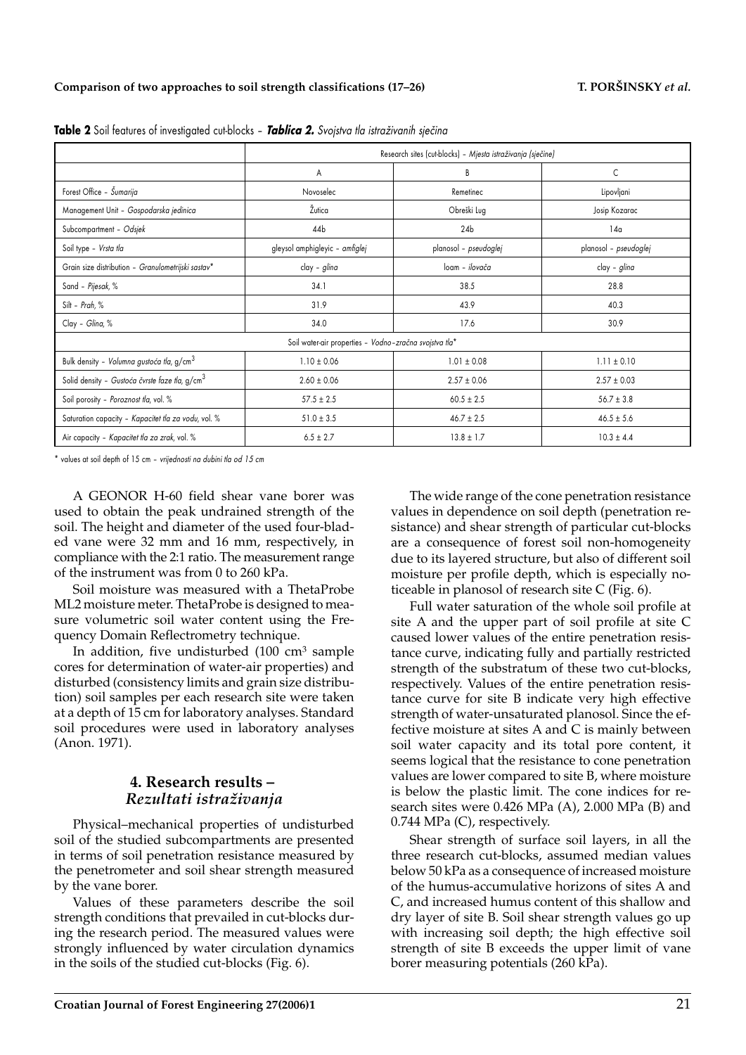**Table 2** Soil features of investigated cut-blocks – ***Tablica 2.*** *Svojstva tla istraživanih sječina*

| | Research sites (cut-blocks) – *Mjesta istraživanja (sječine)* | | |
|---|---|---|---|
| | A | B | C |
| Forest Office – *Šumarija* | Novoselec | Remetinec | Lipovljani |
| Management Unit – *Gospodarska jedinica* | Žutica | Obreški Lug | Josip Kozarac |
| Subcompartment – *Odsjek* | 44b | 24b | 14a |
| Soil type – *Vrsta tla* | gleysol amphigleyic – *amfiglej* | planosol – *pseudoglej* | planosol – *pseudoglej* |
| Grain size distribution – *Granulometrijski sastav** | clay – *glina* | loam – *ilovača* | clay – *glina* |
| Sand – *Pijesak*, % | 34.1 | 38.5 | 28.8 |
| Silt – *Prah*, % | 31.9 | 43.9 | 40.3 |
| Clay – *Glina*, % | 34.0 | 17.6 | 30.9 |
| Soil water-air properties – *Vodno-zračna svojstva tla** | | | |
| Bulk density – *Volumna gustoća tla*, g/cm$^3$ | 1.10 ± 0.06 | 1.01 ± 0.08 | 1.11 ± 0.10 |
| Solid density – *Gustoća čvrste faze tla*, g/cm$^3$ | 2.60 ± 0.06 | 2.57 ± 0.06 | 2.57 ± 0.03 |
| Soil porosity – *Poroznost tla*, vol. % | 57.5 ± 2.5 | 60.5 ± 2.5 | 56.7 ± 3.8 |
| Saturation capacity – *Kapacitet tla za vodu*, vol. % | 51.0 ± 3.5 | 46.7 ± 2.5 | 46.5 ± 5.6 |
| Air capacity – *Kapacitet tla za zrak*, vol. % | 6.5 ± 2.7 | 13.8 ± 1.7 | 10.3 ± 4.4 |

\* values at soil depth of 15 cm – *vrijednosti na dubini tla od 15 cm*

A GEONOR H-60 field shear vane borer was used to obtain the peak undrained strength of the soil. The height and diameter of the used four-bladed vane were 32 mm and 16 mm, respectively, in compliance with the 2:1 ratio. The measurement range of the instrument was from 0 to 260 kPa.

Soil moisture was measured with a ThetaProbe ML2 moisture meter. ThetaProbe is designed to measure volumetric soil water content using the Frequency Domain Reflectrometry technique.

In addition, five undisturbed (100 cm$^3$ sample cores for determination of water-air properties) and disturbed (consistency limits and grain size distribution) soil samples per each research site were taken at a depth of 15 cm for laboratory analyses. Standard soil procedures were used in laboratory analyses (Anon. 1971).

## 4. Research results – *Rezultati istraživanja*

Physical–mechanical properties of undisturbed soil of the studied subcompartments are presented in terms of soil penetration resistance measured by the penetrometer and soil shear strength measured by the vane borer.

Values of these parameters describe the soil strength conditions that prevailed in cut-blocks during the research period. The measured values were strongly influenced by water circulation dynamics in the soils of the studied cut-blocks (Fig. 6).

The wide range of the cone penetration resistance values in dependence on soil depth (penetration resistance) and shear strength of particular cut-blocks are a consequence of forest soil non-homogeneity due to its layered structure, but also of different soil moisture per profile depth, which is especially noticeable in planosol of research site C (Fig. 6).

Full water saturation of the whole soil profile at site A and the upper part of soil profile at site C caused lower values of the entire penetration resistance curve, indicating fully and partially restricted strength of the substratum of these two cut-blocks, respectively. Values of the entire penetration resistance curve for site B indicate very high effective strength of water-unsaturated planosol. Since the effective moisture at sites A and C is mainly between soil water capacity and its total pore content, it seems logical that the resistance to cone penetration values are lower compared to site B, where moisture is below the plastic limit. The cone indices for research sites were 0.426 MPa (A), 2.000 MPa (B) and 0.744 MPa (C), respectively.

Shear strength of surface soil layers, in all the three research cut-blocks, assumed median values below 50 kPa as a consequence of increased moisture of the humus-accumulative horizons of sites A and C, and increased humus content of this shallow and dry layer of site B. Soil shear strength values go up with increasing soil depth; the high effective soil strength of site B exceeds the upper limit of vane borer measuring potentials (260 kPa).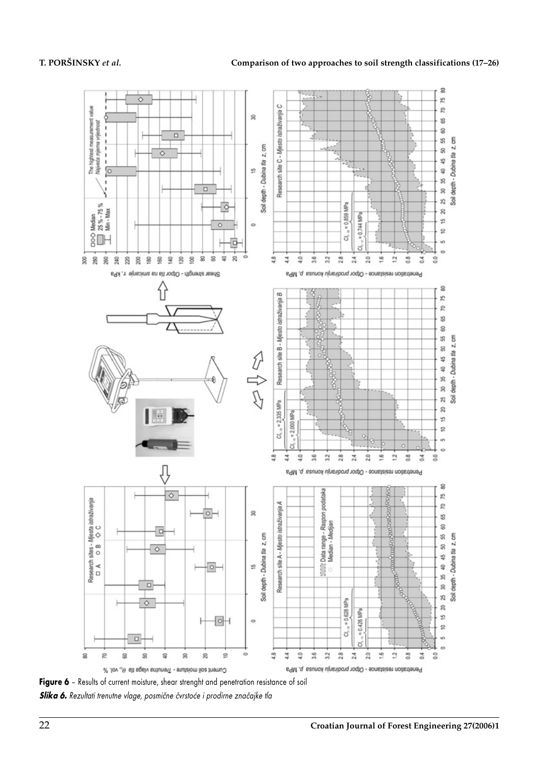**Figure 6** – Results of current moisture, shear strenght and penetration resistance of soil

***Slika 6.*** *Rezultati trenutne vlage, posmične čvrstoće i prodirne značajke tla*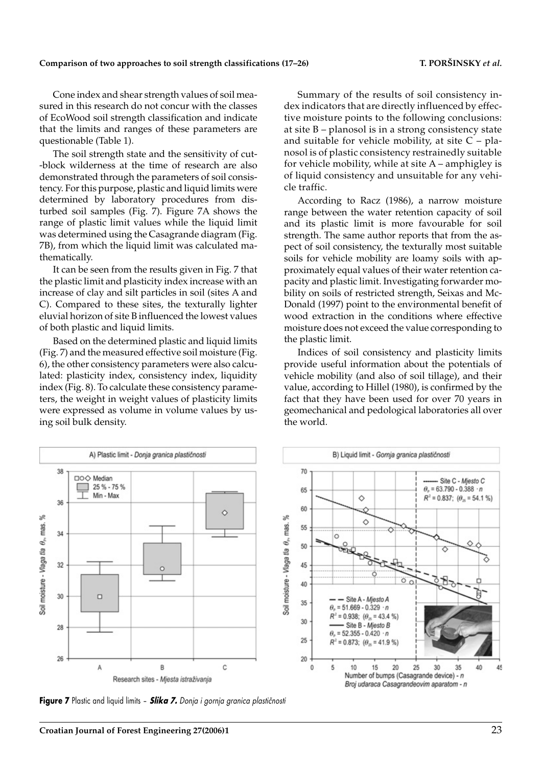Cone index and shear strength values of soil measured in this research do not concur with the classes of EcoWood soil strength classification and indicate that the limits and ranges of these parameters are questionable (Table 1).

The soil strength state and the sensitivity of cut-block wilderness at the time of research are also demonstrated through the parameters of soil consistency. For this purpose, plastic and liquid limits were determined by laboratory procedures from disturbed soil samples (Fig. 7). Figure 7A shows the range of plastic limit values while the liquid limit was determined using the Casagrande diagram (Fig. 7B), from which the liquid limit was calculated mathematically.

It can be seen from the results given in Fig. 7 that the plastic limit and plasticity index increase with an increase of clay and silt particles in soil (sites A and C). Compared to these sites, the texturally lighter eluvial horizon of site B influenced the lowest values of both plastic and liquid limits.

Based on the determined plastic and liquid limits (Fig. 7) and the measured effective soil moisture (Fig. 6), the other consistency parameters were also calculated: plasticity index, consistency index, liquidity index (Fig. 8). To calculate these consistency parameters, the weight in weight values of plasticity limits were expressed as volume in volume values by using soil bulk density.

Summary of the results of soil consistency index indicators that are directly influenced by effective moisture points to the following conclusions: at site B – planosol is in a strong consistency state and suitable for vehicle mobility, at site C – planosol is of plastic consistency restrainedly suitable for vehicle mobility, while at site A – amphigley is of liquid consistency and unsuitable for any vehicle traffic.

According to Racz (1986), a narrow moisture range between the water retention capacity of soil and its plastic limit is more favourable for soil strength. The same author reports that from the aspect of soil consistency, the texturally most suitable soils for vehicle mobility are loamy soils with approximately equal values of their water retention capacity and plastic limit. Investigating forwarder mobility on soils of restricted strength, Seixas and McDonald (1997) point to the environmental benefit of wood extraction in the conditions where effective moisture does not exceed the value corresponding to the plastic limit.

Indices of soil consistency and plasticity limits provide useful information about the potentials of vehicle mobility (and also of soil tillage), and their value, according to Hillel (1980), is confirmed by the fact that they have been used for over 70 years in geomechanical and pedological laboratories all over the world.

**Figure 7** Plastic and liquid limits – ***Slika 7.*** *Donja i gornja granica plastičnosti*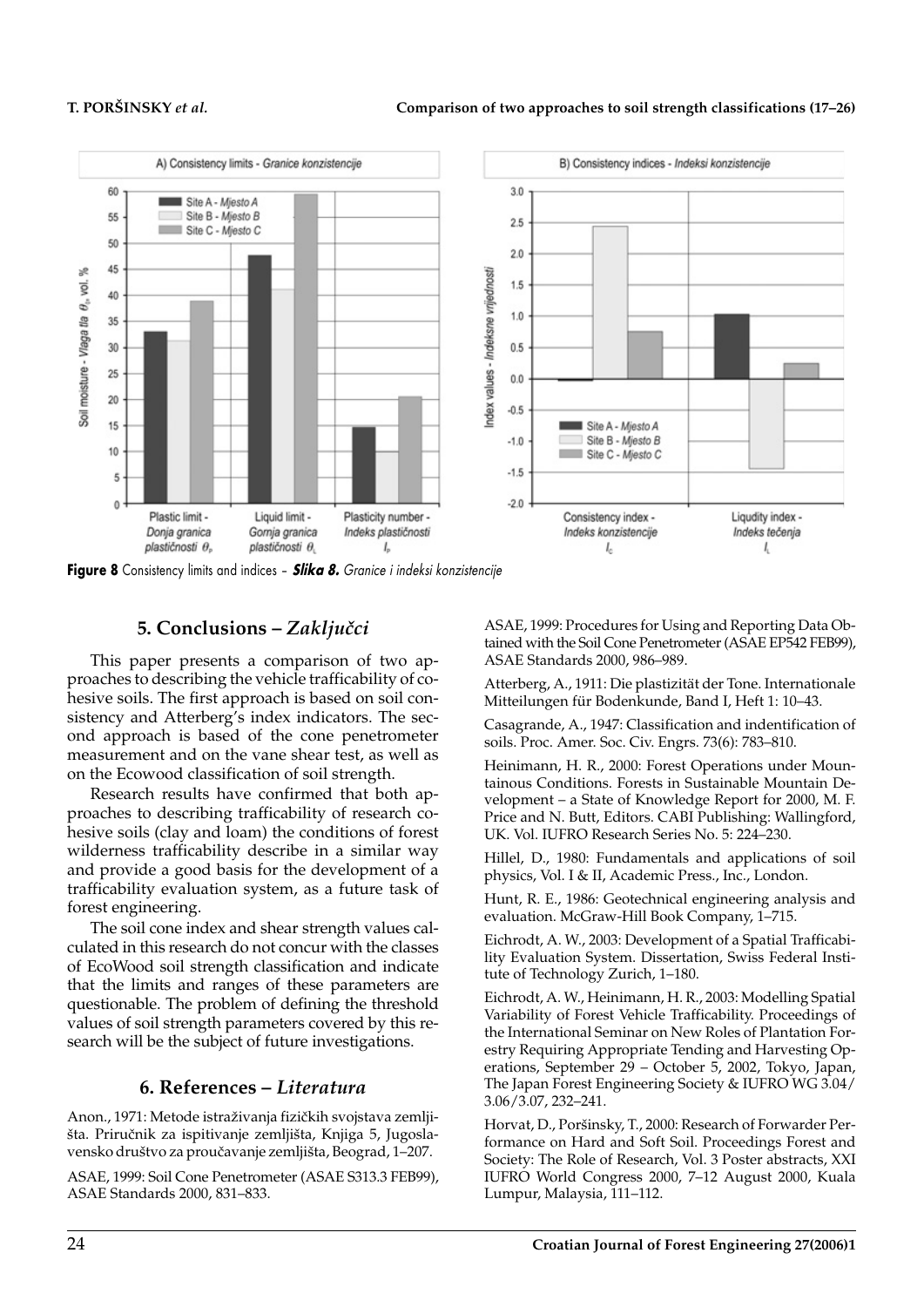**Figure 8** Consistency limits and indices – ***Slika 8.*** *Granice i indeksi konzistencije*

## 5. Conclusions – *Zaključci*

This paper presents a comparison of two approaches to describing the vehicle trafficability of cohesive soils. The first approach is based on soil consistency and Atterberg's index indicators. The second approach is based of the cone penetrometer measurement and on the vane shear test, as well as on the Ecowood classification of soil strength.

Research results have confirmed that both approaches to describing trafficability of research cohesive soils (clay and loam) the conditions of forest wilderness trafficability describe in a similar way and provide a good basis for the development of a trafficability evaluation system, as a future task of forest engineering.

The soil cone index and shear strength values calculated in this research do not concur with the classes of EcoWood soil strength classification and indicate that the limits and ranges of these parameters are questionable. The problem of defining the threshold values of soil strength parameters covered by this research will be the subject of future investigations.

## 6. References – *Literatura*

Anon., 1971: Metode istraživanja fizičkih svojstava zemljišta. Priručnik za ispitivanje zemljišta, Knjiga 5, Jugoslavensko društvo za proučavanje zemljišta, Beograd, 1–207.

ASAE, 1999: Soil Cone Penetrometer (ASAE S313.3 FEB99), ASAE Standards 2000, 831–833.

ASAE, 1999: Procedures for Using and Reporting Data Obtained with the Soil Cone Penetrometer (ASAE EP542 FEB99), ASAE Standards 2000, 986–989.

Atterberg, A., 1911: Die plastizität der Tone. Internationale Mitteilungen für Bodenkunde, Band I, Heft 1: 10–43.

Casagrande, A., 1947: Classification and indentification of soils. Proc. Amer. Soc. Civ. Engrs. 73(6): 783–810.

Heinimann, H. R., 2000: Forest Operations under Mountainous Conditions. Forests in Sustainable Mountain Development – a State of Knowledge Report for 2000, M. F. Price and N. Butt, Editors. CABI Publishing: Wallingford, UK. Vol. IUFRO Research Series No. 5: 224–230.

Hillel, D., 1980: Fundamentals and applications of soil physics, Vol. I & II, Academic Press., Inc., London.

Hunt, R. E., 1986: Geotechnical engineering analysis and evaluation. McGraw-Hill Book Company, 1–715.

Eichrodt, A. W., 2003: Development of a Spatial Trafficability Evaluation System. Dissertation, Swiss Federal Institute of Technology Zurich, 1–180.

Eichrodt, A. W., Heinimann, H. R., 2003: Modelling Spatial Variability of Forest Vehicle Trafficability. Proceedings of the International Seminar on New Roles of Plantation Forestry Requiring Appropriate Tending and Harvesting Operations, September 29 – October 5, 2002, Tokyo, Japan, The Japan Forest Engineering Society & IUFRO WG 3.04/3.06/3.07, 232–241.

Horvat, D., Poršinsky, T., 2000: Research of Forwarder Performance on Hard and Soft Soil. Proceedings Forest and Society: The Role of Research, Vol. 3 Poster abstracts, XXI IUFRO World Congress 2000, 7–12 August 2000, Kuala Lumpur, Malaysia, 111–112.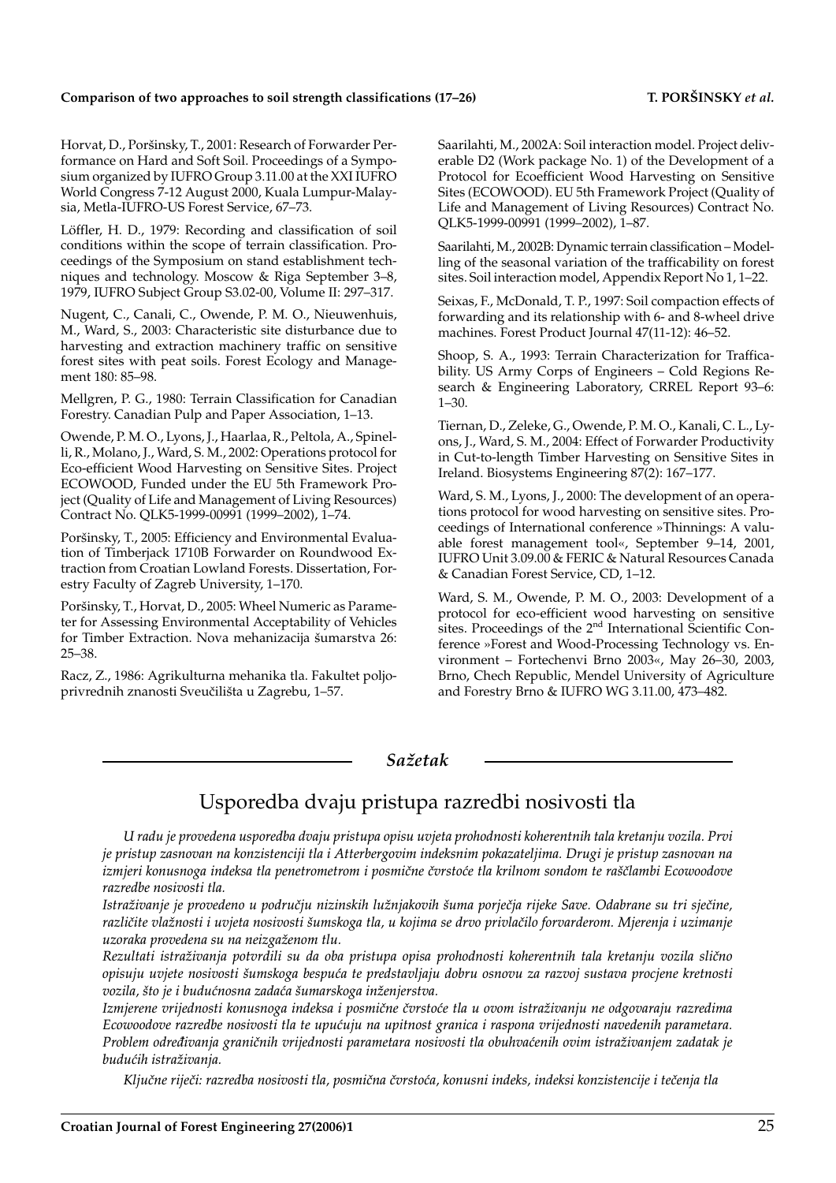Horvat, D., Poršinsky, T., 2001: Research of Forwarder Performance on Hard and Soft Soil. Proceedings of a Symposium organized by IUFRO Group 3.11.00 at the XXI IUFRO World Congress 7-12 August 2000, Kuala Lumpur-Malaysia, Metla-IUFRO-US Forest Service, 67–73.

Löffler, H. D., 1979: Recording and classification of soil conditions within the scope of terrain classification. Proceedings of the Symposium on stand establishment techniques and technology. Moscow & Riga September 3–8, 1979, IUFRO Subject Group S3.02-00, Volume II: 297–317.

Nugent, C., Canali, C., Owende, P. M. O., Nieuwenhuis, M., Ward, S., 2003: Characteristic site disturbance due to harvesting and extraction machinery traffic on sensitive forest sites with peat soils. Forest Ecology and Management 180: 85–98.

Mellgren, P. G., 1980: Terrain Classification for Canadian Forestry. Canadian Pulp and Paper Association, 1–13.

Owende, P. M. O., Lyons, J., Haarlaa, R., Peltola, A., Spinelli, R., Molano, J., Ward, S. M., 2002: Operations protocol for Eco-efficient Wood Harvesting on Sensitive Sites. Project ECOWOOD, Funded under the EU 5th Framework Project (Quality of Life and Management of Living Resources) Contract No. QLK5-1999-00991 (1999–2002), 1–74.

Poršinsky, T., 2005: Efficiency and Environmental Evaluation of Timberjack 1710B Forwarder on Roundwood Extraction from Croatian Lowland Forests. Dissertation, Forestry Faculty of Zagreb University, 1–170.

Poršinsky, T., Horvat, D., 2005: Wheel Numeric as Parameter for Assessing Environmental Acceptability of Vehicles for Timber Extraction. Nova mehanizacija šumarstva 26: 25–38.

Racz, Z., 1986: Agrikulturna mehanika tla. Fakultet poljoprivrednih znanosti Sveučilišta u Zagrebu, 1–57.

Saarilahti, M., 2002A: Soil interaction model. Project deliverable D2 (Work package No. 1) of the Development of a Protocol for Ecoefficient Wood Harvesting on Sensitive Sites (ECOWOOD). EU 5th Framework Project (Quality of Life and Management of Living Resources) Contract No. QLK5-1999-00991 (1999–2002), 1–87.

Saarilahti, M., 2002B: Dynamic terrain classification – Modelling of the seasonal variation of the trafficability on forest sites. Soil interaction model, Appendix Report No 1, 1–22.

Seixas, F., McDonald, T. P., 1997: Soil compaction effects of forwarding and its relationship with 6- and 8-wheel drive machines. Forest Product Journal 47(11-12): 46–52.

Shoop, S. A., 1993: Terrain Characterization for Trafficability. US Army Corps of Engineers – Cold Regions Research & Engineering Laboratory, CRREL Report 93–6: 1–30.

Tiernan, D., Zeleke, G., Owende, P. M. O., Kanali, C. L., Lyons, J., Ward, S. M., 2004: Effect of Forwarder Productivity in Cut-to-length Timber Harvesting on Sensitive Sites in Ireland. Biosystems Engineering 87(2): 167–177.

Ward, S. M., Lyons, J., 2000: The development of an operations protocol for wood harvesting on sensitive sites. Proceedings of International conference »Thinnings: A valuable forest management tool«, September 9–14, 2001, IUFRO Unit 3.09.00 & FERIC & Natural Resources Canada & Canadian Forest Service, CD, 1–12.

Ward, S. M., Owende, P. M. O., 2003: Development of a protocol for eco-efficient wood harvesting on sensitive sites. Proceedings of the 2nd International Scientific Conference »Forest and Wood-Processing Technology vs. Environment – Fortechenvi Brno 2003«, May 26–30, 2003, Brno, Chech Republic, Mendel University of Agriculture and Forestry Brno & IUFRO WG 3.11.00, 473–482.

## *Sažetak*

# Usporedba dvaju pristupa razredbi nosivosti tla

*U radu je provedena usporedba dvaju pristupa opisu uvjeta prohodnosti koherentnih tala kretanju vozila. Prvi je pristup zasnovan na konzistenciji tla i Atterbergovim indeksnim pokazateljima. Drugi je pristup zasnovan na izmjeri konusnoga indeksa tla penetrometrom i posmične čvrstoće tla krilnom sondom te raščlambi Ecowoodove razredbe nosivosti tla.*

*Istraživanje je provedeno u području nizinskih lužnjakovih šuma porječja rijeke Save. Odabrane su tri sječine, različite vlažnosti i uvjeta nosivosti šumskoga tla, u kojima se drvo privlačilo forvarderom. Mjerenja i uzimanje uzoraka provedena su na neizgaženom tlu.*

*Rezultati istraživanja potvrdili su da oba pristupa opisa prohodnosti koherentnih tala kretanju vozila slično opisuju uvjete nosivosti šumskoga bespuća te predstavljaju dobru osnovu za razvoj sustava procjene kretnosti vozila, što je i budućnosna zadaća šumarskoga inženjerstva.*

*Izmjerene vrijednosti konusnoga indeksa i posmične čvrstoće tla u ovom istraživanju ne odgovaraju razredima Ecowoodove razredbe nosivosti tla te upućuju na upitnost granica i raspona vrijednosti navedenih parametara. Problem određivanja graničnih vrijednosti parametara nosivosti tla obuhvaćenih ovim istraživanjem zadatak je budućih istraživanja.*

*Ključne riječi: razredba nosivosti tla, posmična čvrstoća, konusni indeks, indeksi konzistencije i tečenja tla*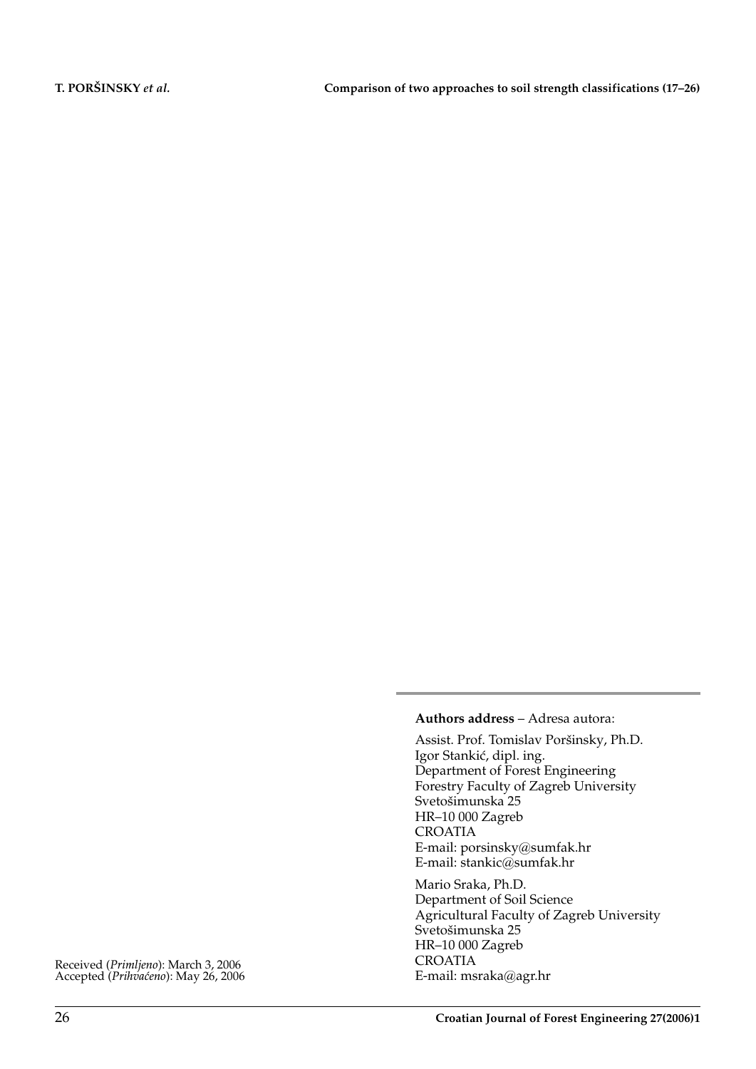Received (*Primljeno*): March 3, 2006
Accepted (*Prihvaćeno*): May 26, 2006

**Authors address** – Adresa autora:

Assist. Prof. Tomislav Poršinsky, Ph.D.
Igor Stankić, dipl. ing.
Department of Forest Engineering
Forestry Faculty of Zagreb University
Svetošimunska 25
HR–10 000 Zagreb
CROATIA
E-mail: porsinsky@sumfak.hr
E-mail: stankic@sumfak.hr

Mario Sraka, Ph.D.
Department of Soil Science
Agricultural Faculty of Zagreb University
Svetošimunska 25
HR–10 000 Zagreb
CROATIA
E-mail: msraka@agr.hr